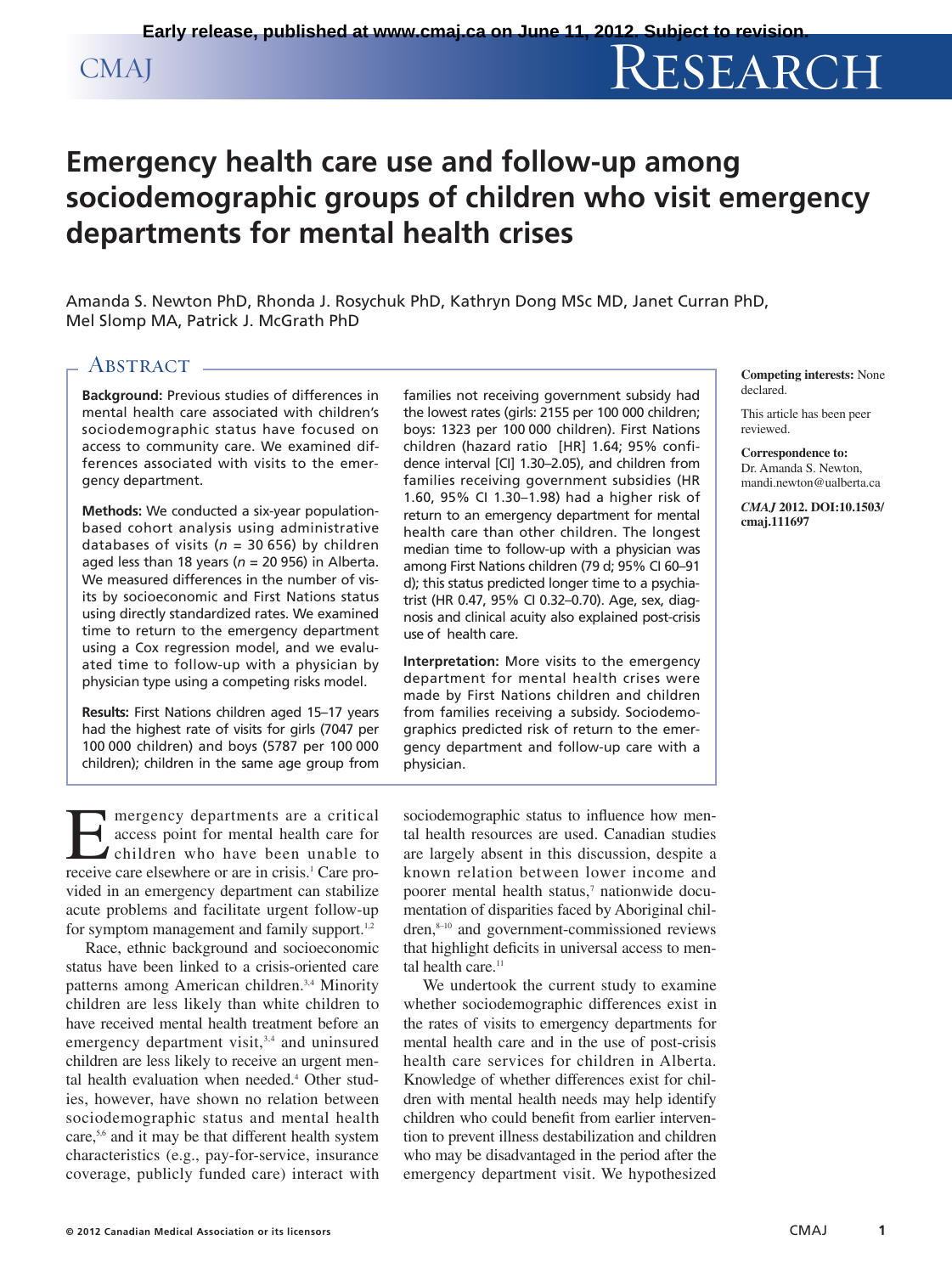# Emergency health care use and follow-up among sociodemographic groups of children who visit emergency departments for mental health crises

Amanda S. Newton PhD, Rhonda J. Rosychuk PhD, Kathryn Dong MSc MD, Janet Curran PhD, Mel Slomp MA, Patrick J. McGrath PhD

**Competing interests:** None declared.

This article has been peer reviewed.

**Correspondence to:** Dr. Amanda S. Newton, mandi.newton@ualberta.ca

*CMAJ* **2012. DOI:10.1503/cmaj.111697**

## Abstract

**Background:** Previous studies of differences in mental health care associated with children's sociodemographic status have focused on access to community care. We examined differences associated with visits to the emergency department.

**Methods:** We conducted a six-year population-based cohort analysis using administrative databases of visits ($n$ = 30 656) by children aged less than 18 years ($n$ = 20 956) in Alberta. We measured differences in the number of visits by socioeconomic and First Nations status using directly standardized rates. We examined time to return to the emergency department using a Cox regression model, and we evaluated time to follow-up with a physician by physician type using a competing risks model.

**Results:** First Nations children aged 15–17 years had the highest rate of visits for girls (7047 per 100 000 children) and boys (5787 per 100 000 children); children in the same age group from families not receiving government subsidy had the lowest rates (girls: 2155 per 100 000 children; boys: 1323 per 100 000 children). First Nations children (hazard ratio [HR] 1.64; 95% confidence interval [CI] 1.30–2.05), and children from families receiving government subsidies (HR 1.60, 95% CI 1.30–1.98) had a higher risk of return to an emergency department for mental health care than other children. The longest median time to follow-up with a physician was among First Nations children (79 d; 95% CI 60–91 d); this status predicted longer time to a psychiatrist (HR 0.47, 95% CI 0.32–0.70). Age, sex, diagnosis and clinical acuity also explained post-crisis use of health care.

**Interpretation:** More visits to the emergency department for mental health crises were made by First Nations children and children from families receiving a subsidy. Sociodemographics predicted risk of return to the emergency department and follow-up care with a physician.

Emergency departments are a critical access point for mental health care for children who have been unable to receive care elsewhere or are in crisis.[1] Care provided in an emergency department can stabilize acute problems and facilitate urgent follow-up for symptom management and family support.[1,2]

Race, ethnic background and socioeconomic status have been linked to a crisis-oriented care patterns among American children.[3,4] Minority children are less likely than white children to have received mental health treatment before an emergency department visit,[3,4] and uninsured children are less likely to receive an urgent mental health evaluation when needed.[4] Other studies, however, have shown no relation between sociodemographic status and mental health care,[5,6] and it may be that different health system characteristics (e.g., pay-for-service, insurance coverage, publicly funded care) interact with sociodemographic status to influence how mental health resources are used. Canadian studies are largely absent in this discussion, despite a known relation between lower income and poorer mental health status,[7] nationwide documentation of disparities faced by Aboriginal children,[8–10] and government-commissioned reviews that highlight deficits in universal access to mental health care.[11]

We undertook the current study to examine whether sociodemographic differences exist in the rates of visits to emergency departments for mental health care and in the use of post-crisis health care services for children in Alberta. Knowledge of whether differences exist for children with mental health needs may help identify children who could benefit from earlier intervention to prevent illness destabilization and children who may be disadvantaged in the period after the emergency department visit. We hypothesized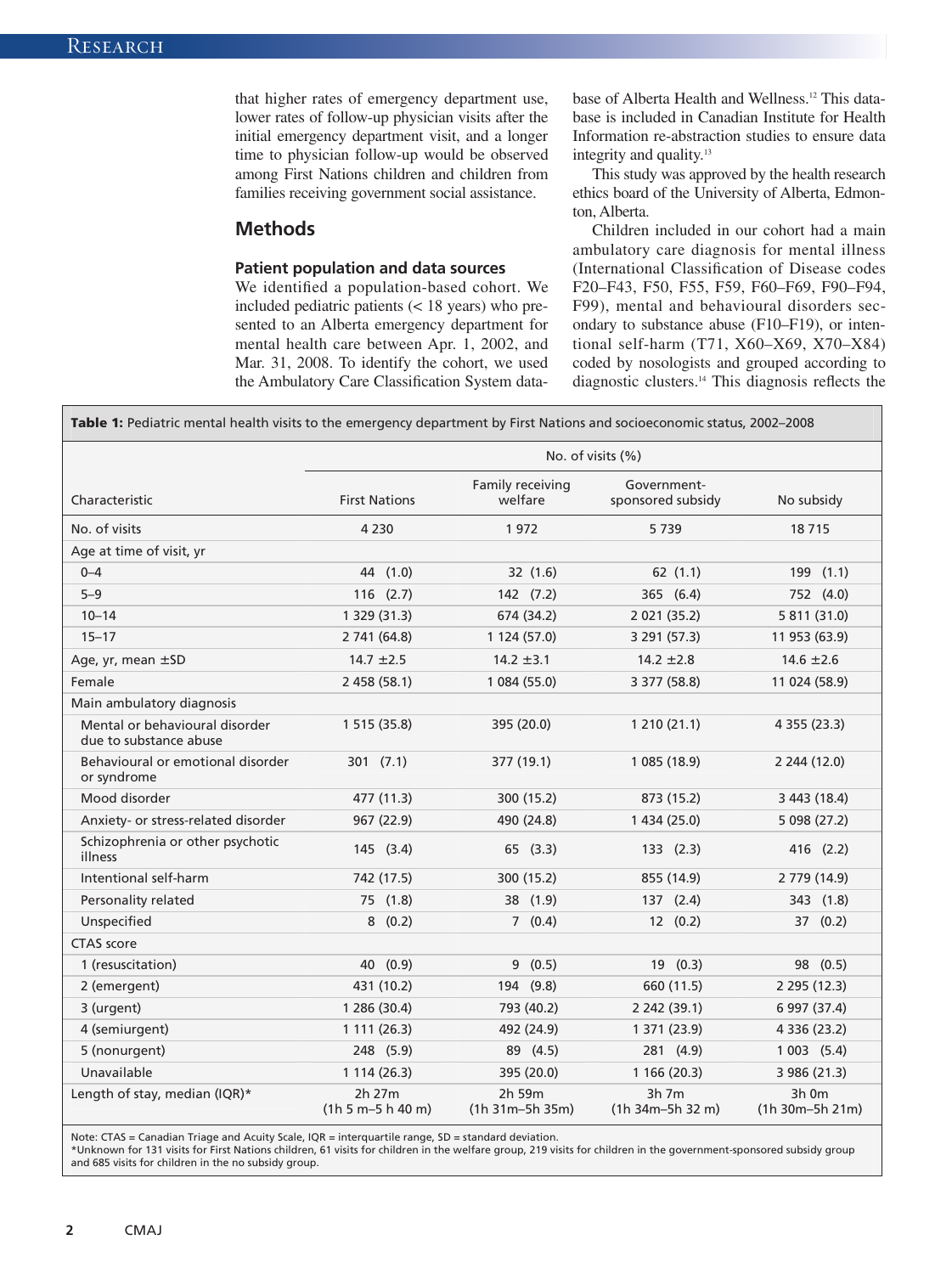that higher rates of emergency department use, lower rates of follow-up physician visits after the initial emergency department visit, and a longer time to physician follow-up would be observed among First Nations children and children from families receiving government social assistance.

## Methods

### Patient population and data sources

We identified a population-based cohort. We included pediatric patients (< 18 years) who presented to an Alberta emergency department for mental health care between Apr. 1, 2002, and Mar. 31, 2008. To identify the cohort, we used the Ambulatory Care Classification System database of Alberta Health and Wellness.[12] This database is included in Canadian Institute for Health Information re-abstraction studies to ensure data integrity and quality.[13]

This study was approved by the health research ethics board of the University of Alberta, Edmonton, Alberta.

Children included in our cohort had a main ambulatory care diagnosis for mental illness (International Classification of Disease codes F20–F43, F50, F55, F59, F60–F69, F90–F94, F99), mental and behavioural disorders secondary to substance abuse (F10–F19), or intentional self-harm (T71, X60–X69, X70–X84) coded by nosologists and grouped according to diagnostic clusters.[14] This diagnosis reflects the

**Table 1:** Pediatric mental health visits to the emergency department by First Nations and socioeconomic status, 2002–2008

| Characteristic | No. of visits (%) | | | |
|---|---|---|---|---|
| | First Nations | Family receiving welfare | Government-sponsored subsidy | No subsidy |
| No. of visits | 4 230 | 1 972 | 5 739 | 18 715 |
| Age at time of visit, yr | | | | |
| 0–4 | 44 (1.0) | 32 (1.6) | 62 (1.1) | 199 (1.1) |
| 5–9 | 116 (2.7) | 142 (7.2) | 365 (6.4) | 752 (4.0) |
| 10–14 | 1 329 (31.3) | 674 (34.2) | 2 021 (35.2) | 5 811 (31.0) |
| 15–17 | 2 741 (64.8) | 1 124 (57.0) | 3 291 (57.3) | 11 953 (63.9) |
| Age, yr, mean ±SD | 14.7 ±2.5 | 14.2 ±3.1 | 14.2 ±2.8 | 14.6 ±2.6 |
| Female | 2 458 (58.1) | 1 084 (55.0) | 3 377 (58.8) | 11 024 (58.9) |
| Main ambulatory diagnosis | | | | |
| Mental or behavioural disorder due to substance abuse | 1 515 (35.8) | 395 (20.0) | 1 210 (21.1) | 4 355 (23.3) |
| Behavioural or emotional disorder or syndrome | 301 (7.1) | 377 (19.1) | 1 085 (18.9) | 2 244 (12.0) |
| Mood disorder | 477 (11.3) | 300 (15.2) | 873 (15.2) | 3 443 (18.4) |
| Anxiety- or stress-related disorder | 967 (22.9) | 490 (24.8) | 1 434 (25.0) | 5 098 (27.2) |
| Schizophrenia or other psychotic illness | 145 (3.4) | 65 (3.3) | 133 (2.3) | 416 (2.2) |
| Intentional self-harm | 742 (17.5) | 300 (15.2) | 855 (14.9) | 2 779 (14.9) |
| Personality related | 75 (1.8) | 38 (1.9) | 137 (2.4) | 343 (1.8) |
| Unspecified | 8 (0.2) | 7 (0.4) | 12 (0.2) | 37 (0.2) |
| CTAS score | | | | |
| 1 (resuscitation) | 40 (0.9) | 9 (0.5) | 19 (0.3) | 98 (0.5) |
| 2 (emergent) | 431 (10.2) | 194 (9.8) | 660 (11.5) | 2 295 (12.3) |
| 3 (urgent) | 1 286 (30.4) | 793 (40.2) | 2 242 (39.1) | 6 997 (37.4) |
| 4 (semiurgent) | 1 111 (26.3) | 492 (24.9) | 1 371 (23.9) | 4 336 (23.2) |
| 5 (nonurgent) | 248 (5.9) | 89 (4.5) | 281 (4.9) | 1 003 (5.4) |
| Unavailable | 1 114 (26.3) | 395 (20.0) | 1 166 (20.3) | 3 986 (21.3) |
| Length of stay, median (IQR)* | 2h 27m (1h 5 m–5 h 40 m) | 2h 59m (1h 31m–5h 35m) | 3h 7m (1h 34m–5h 32 m) | 3h 0m (1h 30m–5h 21m) |

Note: CTAS = Canadian Triage and Acuity Scale, IQR = interquartile range, SD = standard deviation.
*Unknown for 131 visits for First Nations children, 61 visits for children in the welfare group, 219 visits for children in the government-sponsored subsidy group and 685 visits for children in the no subsidy group.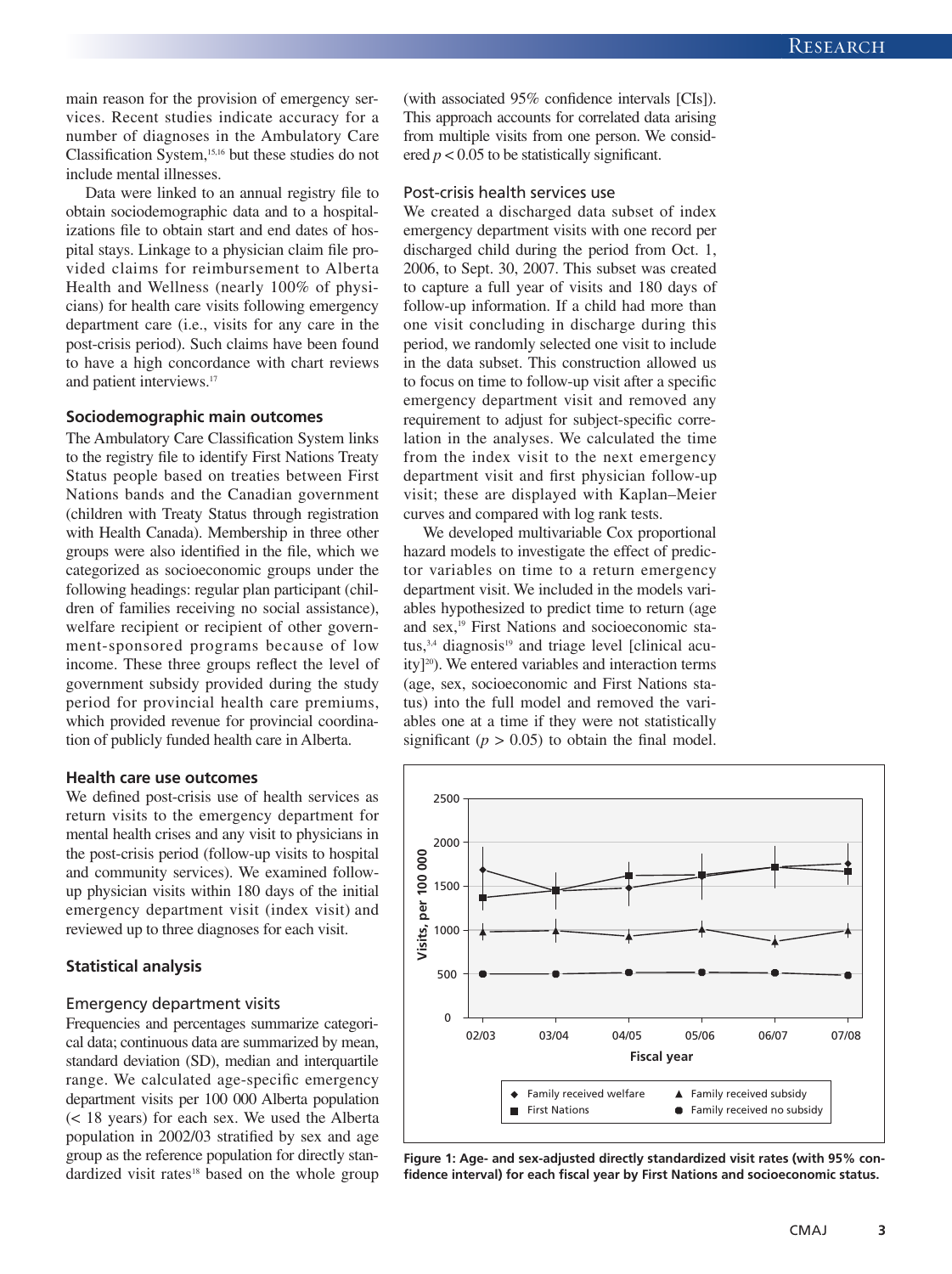main reason for the provision of emergency services. Recent studies indicate accuracy for a number of diagnoses in the Ambulatory Care Classification System,[15,16] but these studies do not include mental illnesses.

Data were linked to an annual registry file to obtain sociodemographic data and to a hospitalizations file to obtain start and end dates of hospital stays. Linkage to a physician claim file provided claims for reimbursement to Alberta Health and Wellness (nearly 100% of physicians) for health care visits following emergency department care (i.e., visits for any care in the post-crisis period). Such claims have been found to have a high concordance with chart reviews and patient interviews.[17]

### Sociodemographic main outcomes

The Ambulatory Care Classification System links to the registry file to identify First Nations Treaty Status people based on treaties between First Nations bands and the Canadian government (children with Treaty Status through registration with Health Canada). Membership in three other groups were also identified in the file, which we categorized as socioeconomic groups under the following headings: regular plan participant (children of families receiving no social assistance), welfare recipient or recipient of other government-sponsored programs because of low income. These three groups reflect the level of government subsidy provided during the study period for provincial health care premiums, which provided revenue for provincial coordination of publicly funded health care in Alberta.

### Health care use outcomes

We defined post-crisis use of health services as return visits to the emergency department for mental health crises and any visit to physicians in the post-crisis period (follow-up visits to hospital and community services). We examined follow-up physician visits within 180 days of the initial emergency department visit (index visit) and reviewed up to three diagnoses for each visit.

### Statistical analysis

#### Emergency department visits

Frequencies and percentages summarize categorical data; continuous data are summarized by mean, standard deviation (SD), median and interquartile range. We calculated age-specific emergency department visits per 100 000 Alberta population (< 18 years) for each sex. We used the Alberta population in 2002/03 stratified by sex and age group as the reference population for directly standardized visit rates[18] based on the whole group (with associated 95% confidence intervals [CIs]). This approach accounts for correlated data arising from multiple visits from one person. We considered $p < 0.05$ to be statistically significant.

#### Post-crisis health services use

We created a discharged data subset of index emergency department visits with one record per discharged child during the period from Oct. 1, 2006, to Sept. 30, 2007. This subset was created to capture a full year of visits and 180 days of follow-up information. If a child had more than one visit concluding in discharge during this period, we randomly selected one visit to include in the data subset. This construction allowed us to focus on time to follow-up visit after a specific emergency department visit and removed any requirement to adjust for subject-specific correlation in the analyses. We calculated the time from the index visit to the next emergency department visit and first physician follow-up visit; these are displayed with Kaplan–Meier curves and compared with log rank tests.

We developed multivariable Cox proportional hazard models to investigate the effect of predictor variables on time to a return emergency department visit. We included in the models variables hypothesized to predict time to return (age and sex,[19] First Nations and socioeconomic status,[3,4] diagnosis[19] and triage level [clinical acuity][20]). We entered variables and interaction terms (age, sex, socioeconomic and First Nations status) into the full model and removed the variables one at a time if they were not statistically significant ($p > 0.05$) to obtain the final model.

**Figure 1: Age- and sex-adjusted directly standardized visit rates (with 95% confidence interval) for each fiscal year by First Nations and socioeconomic status.**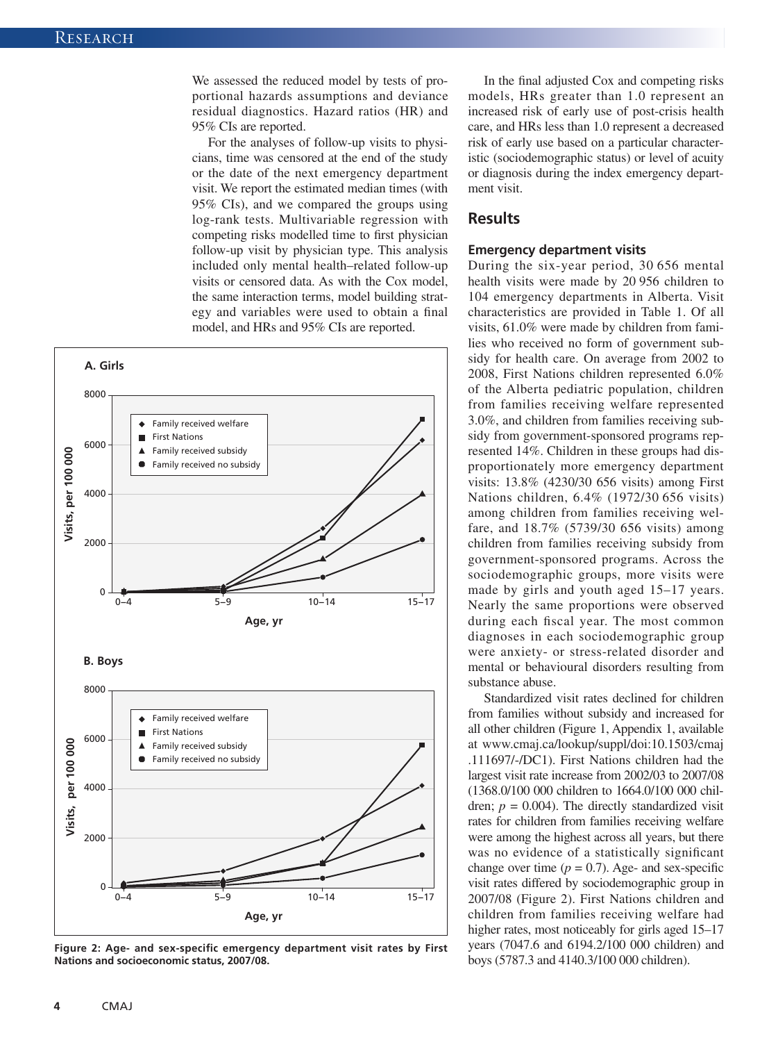We assessed the reduced model by tests of proportional hazards assumptions and deviance residual diagnostics. Hazard ratios (HR) and 95% CIs are reported.

For the analyses of follow-up visits to physicians, time was censored at the end of the study or the date of the next emergency department visit. We report the estimated median times (with 95% CIs), and we compared the groups using log-rank tests. Multivariable regression with competing risks modelled time to first physician follow-up visit by physician type. This analysis included only mental health–related follow-up visits or censored data. As with the Cox model, the same interaction terms, model building strategy and variables were used to obtain a final model, and HRs and 95% CIs are reported.

**Figure 2: Age- and sex-specific emergency department visit rates by First Nations and socioeconomic status, 2007/08.**

In the final adjusted Cox and competing risks models, HRs greater than 1.0 represent an increased risk of early use of post-crisis health care, and HRs less than 1.0 represent a decreased risk of early use based on a particular characteristic (sociodemographic status) or level of acuity or diagnosis during the index emergency department visit.

## Results

### Emergency department visits

During the six-year period, 30 656 mental health visits were made by 20 956 children to 104 emergency departments in Alberta. Visit characteristics are provided in Table 1. Of all visits, 61.0% were made by children from families who received no form of government subsidy for health care. On average from 2002 to 2008, First Nations children represented 6.0% of the Alberta pediatric population, children from families receiving welfare represented 3.0%, and children from families receiving subsidy from government-sponsored programs represented 14%. Children in these groups had disproportionately more emergency department visits: 13.8% (4230/30 656 visits) among First Nations children, 6.4% (1972/30 656 visits) among children from families receiving welfare, and 18.7% (5739/30 656 visits) among children from families receiving subsidy from government-sponsored programs. Across the sociodemographic groups, more visits were made by girls and youth aged 15–17 years. Nearly the same proportions were observed during each fiscal year. The most common diagnoses in each sociodemographic group were anxiety- or stress-related disorder and mental or behavioural disorders resulting from substance abuse.

Standardized visit rates declined for children from families without subsidy and increased for all other children (Figure 1, Appendix 1, available at www.cmaj.ca/lookup/suppl/doi:10.1503/cmaj.111697/-/DC1). First Nations children had the largest visit rate increase from 2002/03 to 2007/08 (1368.0/100 000 children to 1664.0/100 000 children; $p = 0.004$). The directly standardized visit rates for children from families receiving welfare were among the highest across all years, but there was no evidence of a statistically significant change over time ($p = 0.7$). Age- and sex-specific visit rates differed by sociodemographic group in 2007/08 (Figure 2). First Nations children and children from families receiving welfare had higher rates, most noticeably for girls aged 15–17 years (7047.6 and 6194.2/100 000 children) and boys (5787.3 and 4140.3/100 000 children).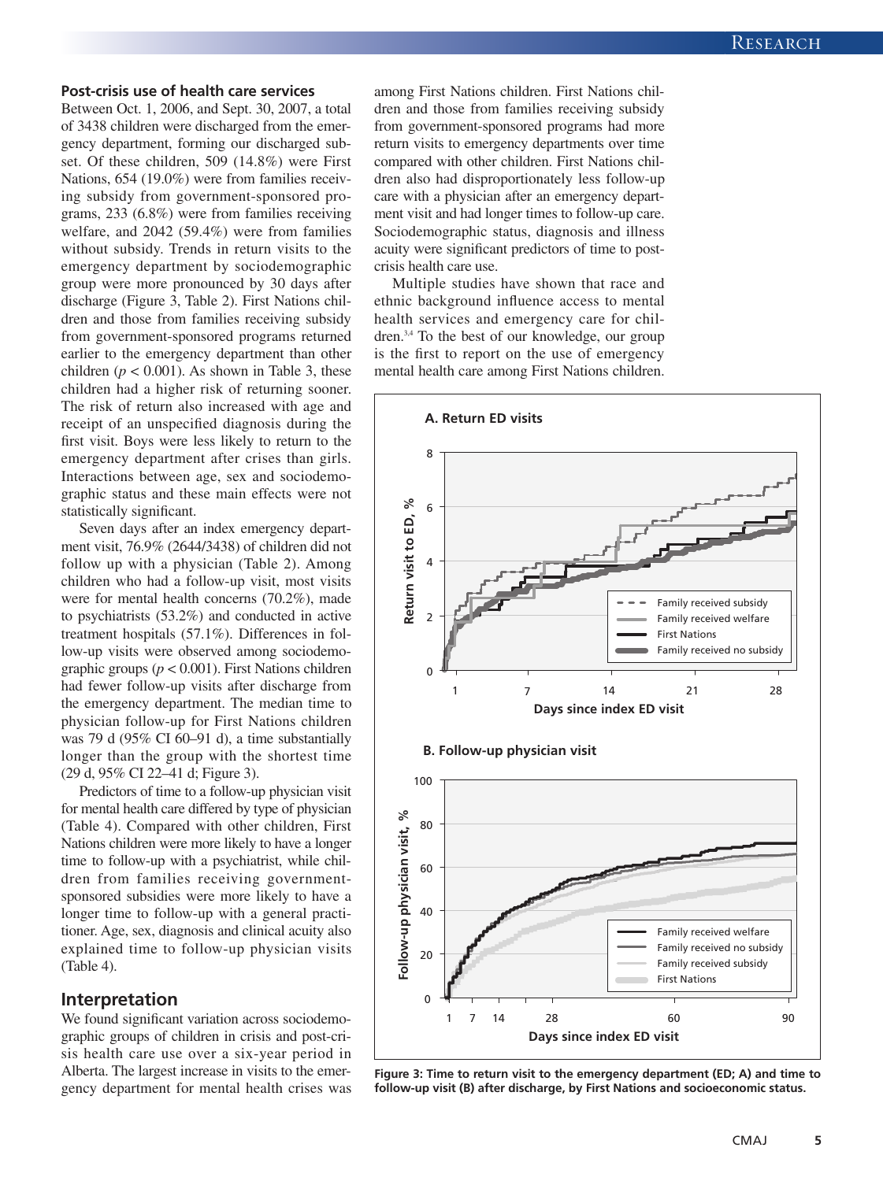### Post-crisis use of health care services

Between Oct. 1, 2006, and Sept. 30, 2007, a total of 3438 children were discharged from the emergency department, forming our discharged subset. Of these children, 509 (14.8%) were First Nations, 654 (19.0%) were from families receiving subsidy from government-sponsored programs, 233 (6.8%) were from families receiving welfare, and 2042 (59.4%) were from families without subsidy. Trends in return visits to the emergency department by sociodemographic group were more pronounced by 30 days after discharge (Figure 3, Table 2). First Nations children and those from families receiving subsidy from government-sponsored programs returned earlier to the emergency department than other children ($p < 0.001$). As shown in Table 3, these children had a higher risk of returning sooner. The risk of return also increased with age and receipt of an unspecified diagnosis during the first visit. Boys were less likely to return to the emergency department after crises than girls. Interactions between age, sex and sociodemographic status and these main effects were not statistically significant.

Seven days after an index emergency department visit, 76.9% (2644/3438) of children did not follow up with a physician (Table 2). Among children who had a follow-up visit, most visits were for mental health concerns (70.2%), made to psychiatrists (53.2%) and conducted in active treatment hospitals (57.1%). Differences in follow-up visits were observed among sociodemographic groups ($p < 0.001$). First Nations children had fewer follow-up visits after discharge from the emergency department. The median time to physician follow-up for First Nations children was 79 d (95% CI 60–91 d), a time substantially longer than the group with the shortest time (29 d, 95% CI 22–41 d; Figure 3).

Predictors of time to a follow-up physician visit for mental health care differed by type of physician (Table 4). Compared with other children, First Nations children were more likely to have a longer time to follow-up with a psychiatrist, while children from families receiving government-sponsored subsidies were more likely to have a longer time to follow-up with a general practitioner. Age, sex, diagnosis and clinical acuity also explained time to follow-up physician visits (Table 4).

## Interpretation

We found significant variation across sociodemographic groups of children in crisis and post-crisis health care use over a six-year period in Alberta. The largest increase in visits to the emergency department for mental health crises was among First Nations children. First Nations children and those from families receiving subsidy from government-sponsored programs had more return visits to emergency departments over time compared with other children. First Nations children also had disproportionately less follow-up care with a physician after an emergency department visit and had longer times to follow-up care. Sociodemographic status, diagnosis and illness acuity were significant predictors of time to post-crisis health care use.

Multiple studies have shown that race and ethnic background influence access to mental health services and emergency care for children.[3,4] To the best of our knowledge, our group is the first to report on the use of emergency mental health care among First Nations children.

Figure 3: Time to return visit to the emergency department (ED; A) and time to follow-up visit (B) after discharge, by First Nations and socioeconomic status.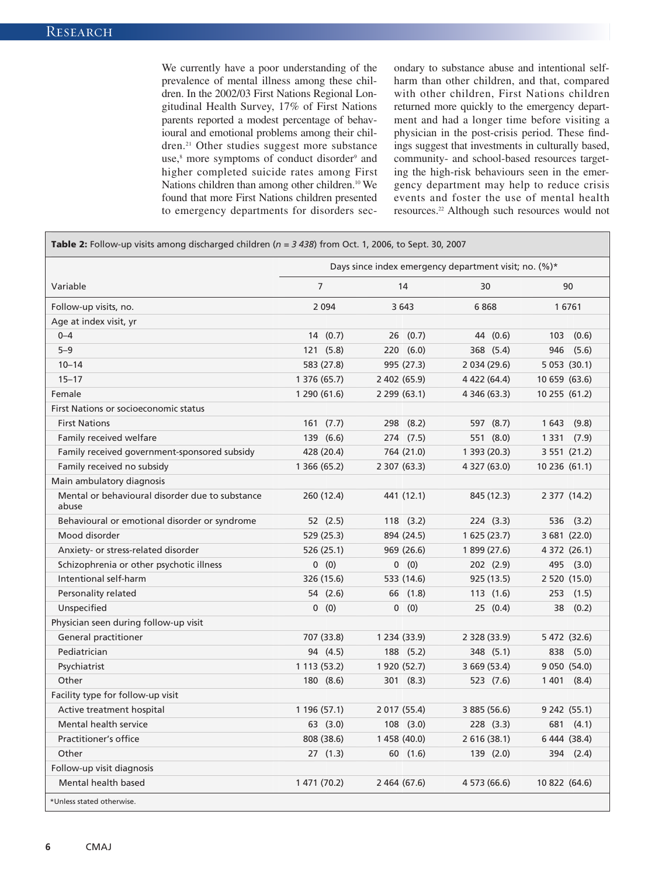We currently have a poor understanding of the prevalence of mental illness among these children. In the 2002/03 First Nations Regional Longitudinal Health Survey, 17% of First Nations parents reported a modest percentage of behavioural and emotional problems among their children.[21] Other studies suggest more substance use,[8] more symptoms of conduct disorder[9] and higher completed suicide rates among First Nations children than among other children.[10] We found that more First Nations children presented to emergency departments for disorders secondary to substance abuse and intentional self-harm than other children, and that, compared with other children, First Nations children returned more quickly to the emergency department and had a longer time before visiting a physician in the post-crisis period. These findings suggest that investments in culturally based, community- and school-based resources targeting the high-risk behaviours seen in the emergency department may help to reduce crisis events and foster the use of mental health resources.[22] Although such resources would not

**Table 2:** Follow-up visits among discharged children (*n* = 3 438) from Oct. 1, 2006, to Sept. 30, 2007

| Variable | Days since index emergency department visit; no. (%)* | | | |
|---|---|---|---|---|
| | 7 | 14 | 30 | 90 |
| Follow-up visits, no. | 2 094 | 3 643 | 6 868 | 1 6761 |
| Age at index visit, yr | | | | |
| 0–4 | 14 (0.7) | 26 (0.7) | 44 (0.6) | 103 (0.6) |
| 5–9 | 121 (5.8) | 220 (6.0) | 368 (5.4) | 946 (5.6) |
| 10–14 | 583 (27.8) | 995 (27.3) | 2 034 (29.6) | 5 053 (30.1) |
| 15–17 | 1 376 (65.7) | 2 402 (65.9) | 4 422 (64.4) | 10 659 (63.6) |
| Female | 1 290 (61.6) | 2 299 (63.1) | 4 346 (63.3) | 10 255 (61.2) |
| First Nations or socioeconomic status | | | | |
| First Nations | 161 (7.7) | 298 (8.2) | 597 (8.7) | 1 643 (9.8) |
| Family received welfare | 139 (6.6) | 274 (7.5) | 551 (8.0) | 1 331 (7.9) |
| Family received government-sponsored subsidy | 428 (20.4) | 764 (21.0) | 1 393 (20.3) | 3 551 (21.2) |
| Family received no subsidy | 1 366 (65.2) | 2 307 (63.3) | 4 327 (63.0) | 10 236 (61.1) |
| Main ambulatory diagnosis | | | | |
| Mental or behavioural disorder due to substance abuse | 260 (12.4) | 441 (12.1) | 845 (12.3) | 2 377 (14.2) |
| Behavioural or emotional disorder or syndrome | 52 (2.5) | 118 (3.2) | 224 (3.3) | 536 (3.2) |
| Mood disorder | 529 (25.3) | 894 (24.5) | 1 625 (23.7) | 3 681 (22.0) |
| Anxiety- or stress-related disorder | 526 (25.1) | 969 (26.6) | 1 899 (27.6) | 4 372 (26.1) |
| Schizophrenia or other psychotic illness | 0 (0) | 0 (0) | 202 (2.9) | 495 (3.0) |
| Intentional self-harm | 326 (15.6) | 533 (14.6) | 925 (13.5) | 2 520 (15.0) |
| Personality related | 54 (2.6) | 66 (1.8) | 113 (1.6) | 253 (1.5) |
| Unspecified | 0 (0) | 0 (0) | 25 (0.4) | 38 (0.2) |
| Physician seen during follow-up visit | | | | |
| General practitioner | 707 (33.8) | 1 234 (33.9) | 2 328 (33.9) | 5 472 (32.6) |
| Pediatrician | 94 (4.5) | 188 (5.2) | 348 (5.1) | 838 (5.0) |
| Psychiatrist | 1 113 (53.2) | 1 920 (52.7) | 3 669 (53.4) | 9 050 (54.0) |
| Other | 180 (8.6) | 301 (8.3) | 523 (7.6) | 1 401 (8.4) |
| Facility type for follow-up visit | | | | |
| Active treatment hospital | 1 196 (57.1) | 2 017 (55.4) | 3 885 (56.6) | 9 242 (55.1) |
| Mental health service | 63 (3.0) | 108 (3.0) | 228 (3.3) | 681 (4.1) |
| Practitioner's office | 808 (38.6) | 1 458 (40.0) | 2 616 (38.1) | 6 444 (38.4) |
| Other | 27 (1.3) | 60 (1.6) | 139 (2.0) | 394 (2.4) |
| Follow-up visit diagnosis | | | | |
| Mental health based | 1 471 (70.2) | 2 464 (67.6) | 4 573 (66.6) | 10 822 (64.6) |

*Unless stated otherwise.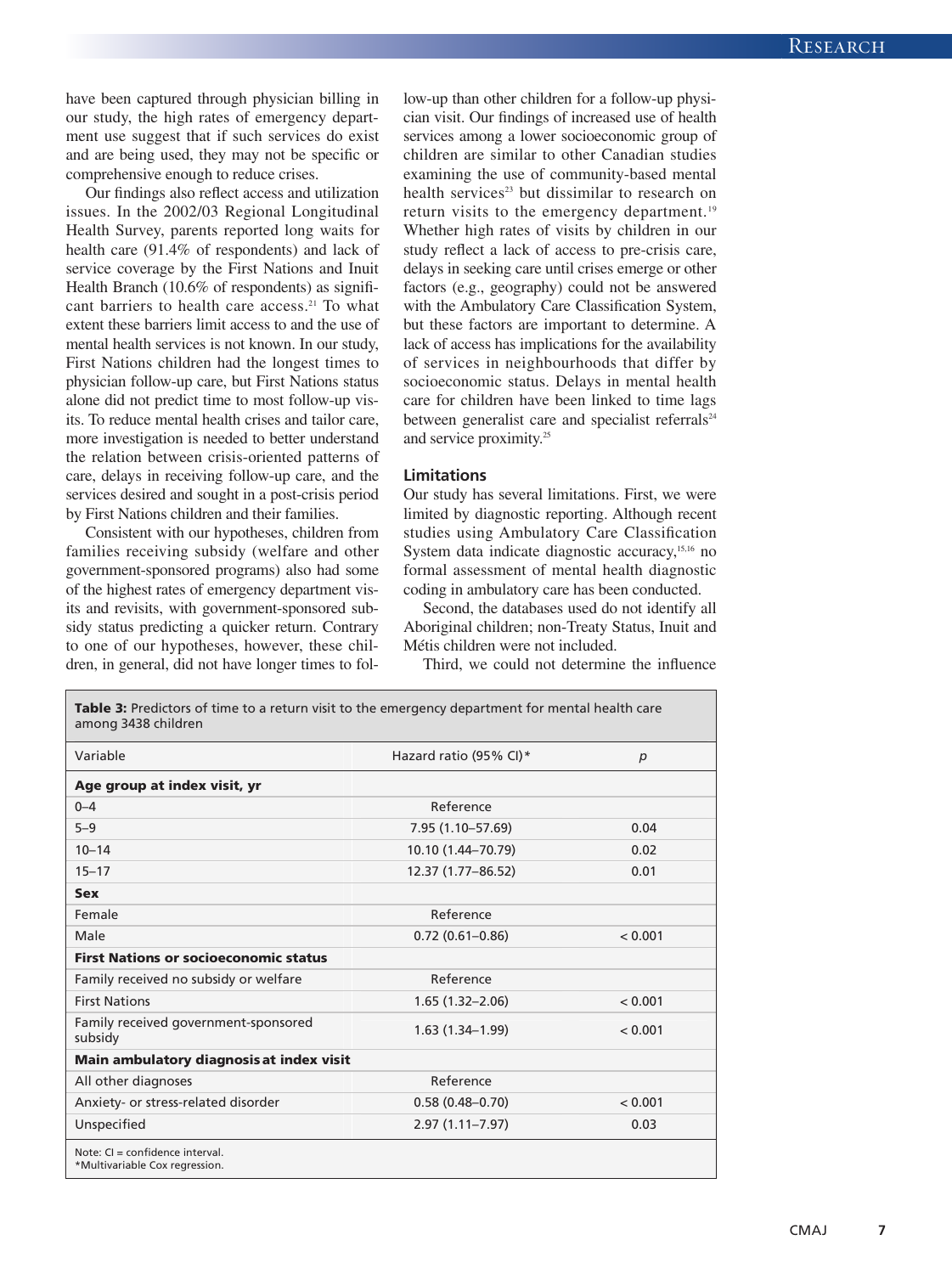have been captured through physician billing in our study, the high rates of emergency department use suggest that if such services do exist and are being used, they may not be specific or comprehensive enough to reduce crises.

Our findings also reflect access and utilization issues. In the 2002/03 Regional Longitudinal Health Survey, parents reported long waits for health care (91.4% of respondents) and lack of service coverage by the First Nations and Inuit Health Branch (10.6% of respondents) as significant barriers to health care access.[21] To what extent these barriers limit access to and the use of mental health services is not known. In our study, First Nations children had the longest times to physician follow-up care, but First Nations status alone did not predict time to most follow-up visits. To reduce mental health crises and tailor care, more investigation is needed to better understand the relation between crisis-oriented patterns of care, delays in receiving follow-up care, and the services desired and sought in a post-crisis period by First Nations children and their families.

Consistent with our hypotheses, children from families receiving subsidy (welfare and other government-sponsored programs) also had some of the highest rates of emergency department visits and revisits, with government-sponsored subsidy status predicting a quicker return. Contrary to one of our hypotheses, however, these children, in general, did not have longer times to follow-up than other children for a follow-up physician visit. Our findings of increased use of health services among a lower socioeconomic group of children are similar to other Canadian studies examining the use of community-based mental health services[23] but dissimilar to research on return visits to the emergency department.[19] Whether high rates of visits by children in our study reflect a lack of access to pre-crisis care, delays in seeking care until crises emerge or other factors (e.g., geography) could not be answered with the Ambulatory Care Classification System, but these factors are important to determine. A lack of access has implications for the availability of services in neighbourhoods that differ by socioeconomic status. Delays in mental health care for children have been linked to time lags between generalist care and specialist referrals[24] and service proximity.[25]

### Limitations

Our study has several limitations. First, we were limited by diagnostic reporting. Although recent studies using Ambulatory Care Classification System data indicate diagnostic accuracy,[15,16] no formal assessment of mental health diagnostic coding in ambulatory care has been conducted.

Second, the databases used do not identify all Aboriginal children; non-Treaty Status, Inuit and Métis children were not included.

Third, we could not determine the influence

**Table 3:** Predictors of time to a return visit to the emergency department for mental health care among 3438 children

| Variable | Hazard ratio (95% CI)* | $p$ |
|---|---|---|
| **Age group at index visit, yr** | | |
| 0–4 | Reference | |
| 5–9 | 7.95 (1.10–57.69) | 0.04 |
| 10–14 | 10.10 (1.44–70.79) | 0.02 |
| 15–17 | 12.37 (1.77–86.52) | 0.01 |
| **Sex** | | |
| Female | Reference | |
| Male | 0.72 (0.61–0.86) | < 0.001 |
| **First Nations or socioeconomic status** | | |
| Family received no subsidy or welfare | Reference | |
| First Nations | 1.65 (1.32–2.06) | < 0.001 |
| Family received government-sponsored subsidy | 1.63 (1.34–1.99) | < 0.001 |
| **Main ambulatory diagnosis at index visit** | | |
| All other diagnoses | Reference | |
| Anxiety- or stress-related disorder | 0.58 (0.48–0.70) | < 0.001 |
| Unspecified | 2.97 (1.11–7.97) | 0.03 |

Note: CI = confidence interval.
*Multivariable Cox regression.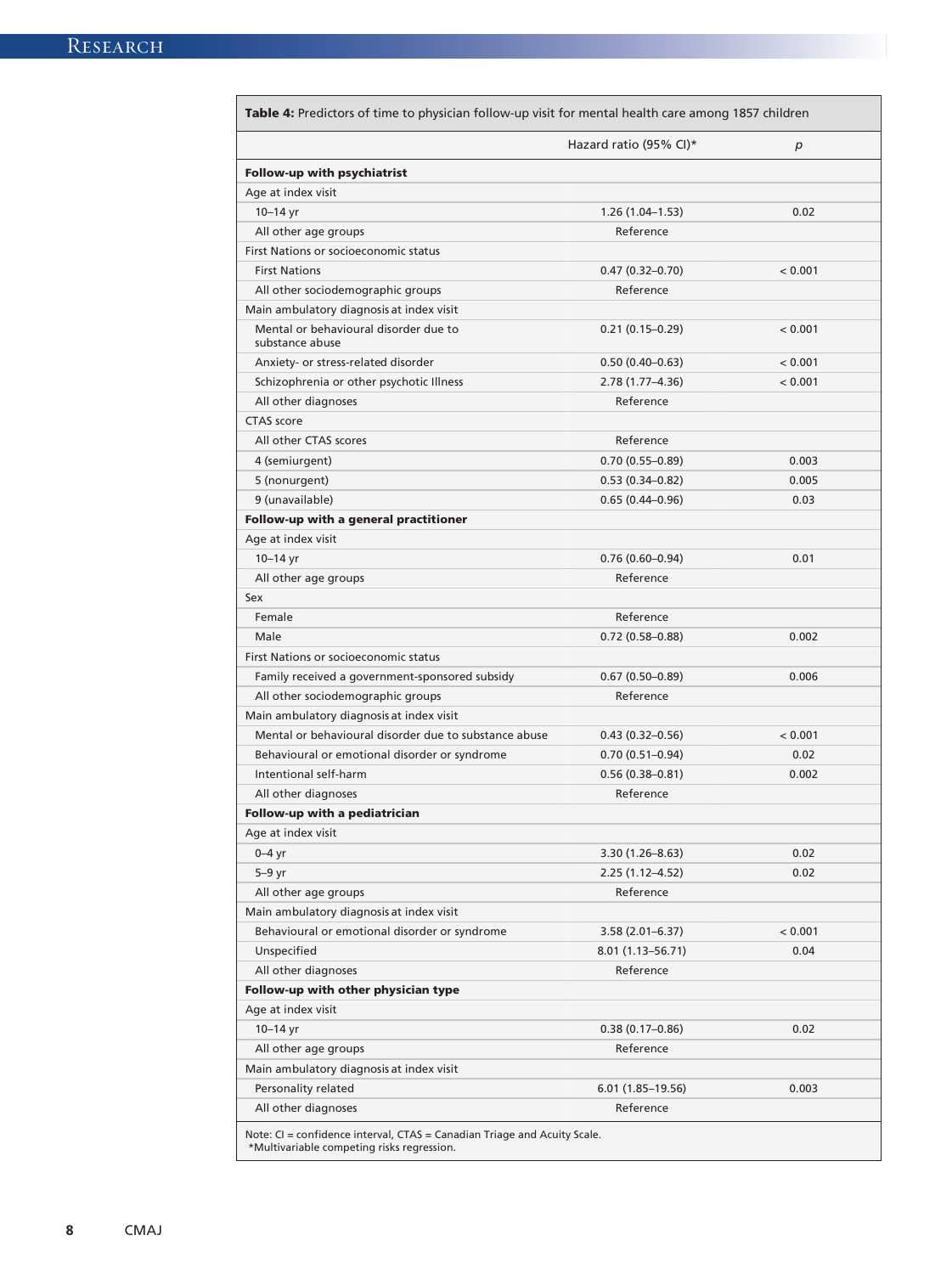**Table 4:** Predictors of time to physician follow-up visit for mental health care among 1857 children

| | Hazard ratio (95% CI)* | *p* |
|---|---|---|
| **Follow-up with psychiatrist** | | |
| Age at index visit | | |
| 10–14 yr | 1.26 (1.04–1.53) | 0.02 |
| All other age groups | Reference | |
| First Nations or socioeconomic status | | |
| First Nations | 0.47 (0.32–0.70) | < 0.001 |
| All other sociodemographic groups | Reference | |
| Main ambulatory diagnosis at index visit | | |
| Mental or behavioural disorder due to substance abuse | 0.21 (0.15–0.29) | < 0.001 |
| Anxiety- or stress-related disorder | 0.50 (0.40–0.63) | < 0.001 |
| Schizophrenia or other psychotic Illness | 2.78 (1.77–4.36) | < 0.001 |
| All other diagnoses | Reference | |
| CTAS score | | |
| All other CTAS scores | Reference | |
| 4 (semiurgent) | 0.70 (0.55–0.89) | 0.003 |
| 5 (nonurgent) | 0.53 (0.34–0.82) | 0.005 |
| 9 (unavailable) | 0.65 (0.44–0.96) | 0.03 |
| **Follow-up with a general practitioner** | | |
| Age at index visit | | |
| 10–14 yr | 0.76 (0.60–0.94) | 0.01 |
| All other age groups | Reference | |
| Sex | | |
| Female | Reference | |
| Male | 0.72 (0.58–0.88) | 0.002 |
| First Nations or socioeconomic status | | |
| Family received a government-sponsored subsidy | 0.67 (0.50–0.89) | 0.006 |
| All other sociodemographic groups | Reference | |
| Main ambulatory diagnosis at index visit | | |
| Mental or behavioural disorder due to substance abuse | 0.43 (0.32–0.56) | < 0.001 |
| Behavioural or emotional disorder or syndrome | 0.70 (0.51–0.94) | 0.02 |
| Intentional self-harm | 0.56 (0.38–0.81) | 0.002 |
| All other diagnoses | Reference | |
| **Follow-up with a pediatrician** | | |
| Age at index visit | | |
| 0–4 yr | 3.30 (1.26–8.63) | 0.02 |
| 5–9 yr | 2.25 (1.12–4.52) | 0.02 |
| All other age groups | Reference | |
| Main ambulatory diagnosis at index visit | | |
| Behavioural or emotional disorder or syndrome | 3.58 (2.01–6.37) | < 0.001 |
| Unspecified | 8.01 (1.13–56.71) | 0.04 |
| All other diagnoses | Reference | |
| **Follow-up with other physician type** | | |
| Age at index visit | | |
| 10–14 yr | 0.38 (0.17–0.86) | 0.02 |
| All other age groups | Reference | |
| Main ambulatory diagnosis at index visit | | |
| Personality related | 6.01 (1.85–19.56) | 0.003 |
| All other diagnoses | Reference | |

Note: CI = confidence interval, CTAS = Canadian Triage and Acuity Scale.
*Multivariable competing risks regression.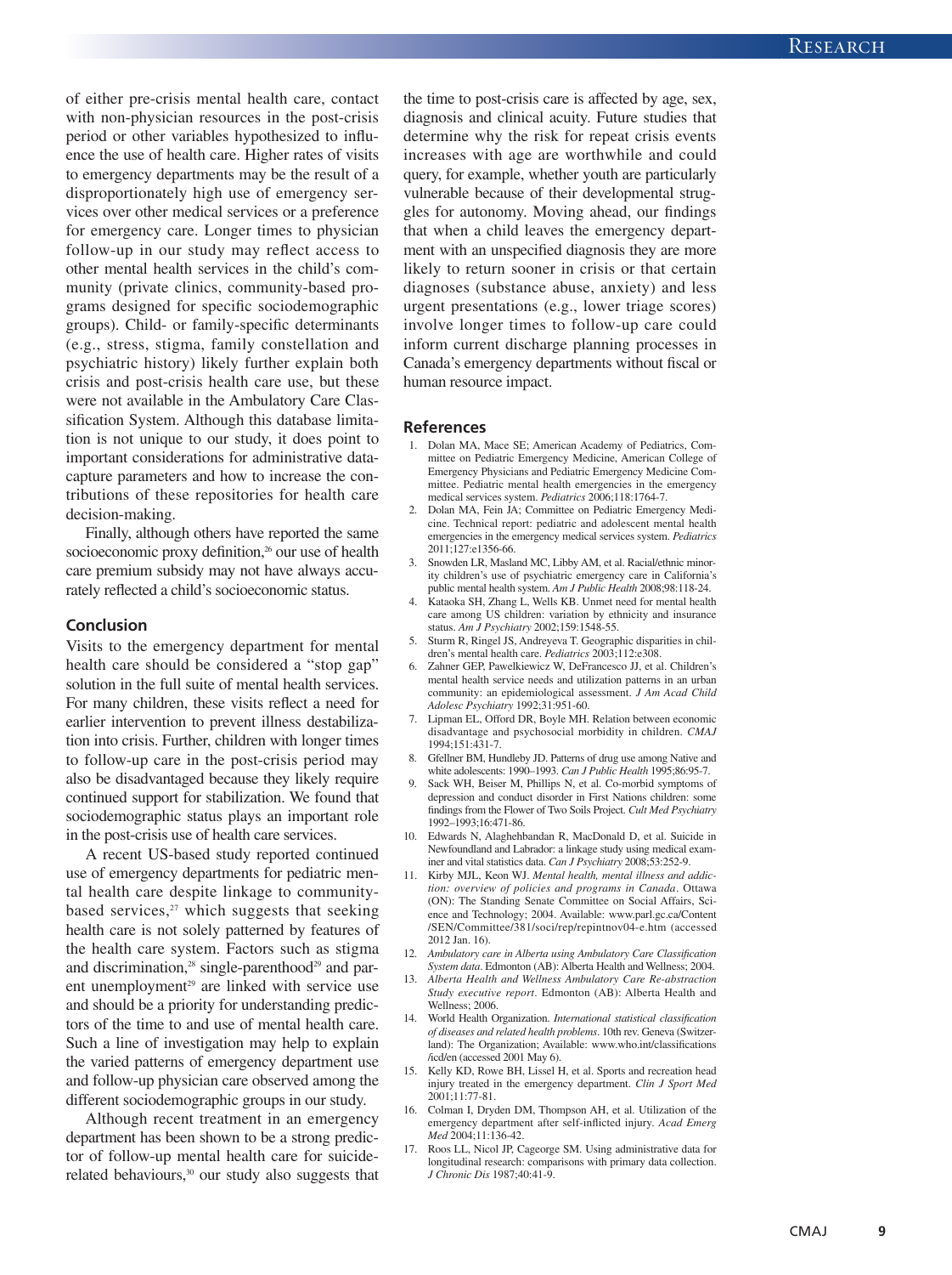of either pre-crisis mental health care, contact with non-physician resources in the post-crisis period or other variables hypothesized to influence the use of health care. Higher rates of visits to emergency departments may be the result of a disproportionately high use of emergency services over other medical services or a preference for emergency care. Longer times to physician follow-up in our study may reflect access to other mental health services in the child's community (private clinics, community-based programs designed for specific sociodemographic groups). Child- or family-specific determinants (e.g., stress, stigma, family constellation and psychiatric history) likely further explain both crisis and post-crisis health care use, but these were not available in the Ambulatory Care Classification System. Although this database limitation is not unique to our study, it does point to important considerations for administrative data-capture parameters and how to increase the contributions of these repositories for health care decision-making.

Finally, although others have reported the same socioeconomic proxy definition,[26] our use of health care premium subsidy may not have always accurately reflected a child's socioeconomic status.

## Conclusion

Visits to the emergency department for mental health care should be considered a "stop gap" solution in the full suite of mental health services. For many children, these visits reflect a need for earlier intervention to prevent illness destabilization into crisis. Further, children with longer times to follow-up care in the post-crisis period may also be disadvantaged because they likely require continued support for stabilization. We found that sociodemographic status plays an important role in the post-crisis use of health care services.

A recent US-based study reported continued use of emergency departments for pediatric mental health care despite linkage to community-based services,[27] which suggests that seeking health care is not solely patterned by features of the health care system. Factors such as stigma and discrimination,[28] single-parenthood[29] and parent unemployment[29] are linked with service use and should be a priority for understanding predictors of the time to and use of mental health care. Such a line of investigation may help to explain the varied patterns of emergency department use and follow-up physician care observed among the different sociodemographic groups in our study.

Although recent treatment in an emergency department has been shown to be a strong predictor of follow-up mental health care for suicide-related behaviours,[30] our study also suggests that the time to post-crisis care is affected by age, sex, diagnosis and clinical acuity. Future studies that determine why the risk for repeat crisis events increases with age are worthwhile and could query, for example, whether youth are particularly vulnerable because of their developmental struggles for autonomy. Moving ahead, our findings that when a child leaves the emergency department with an unspecified diagnosis they are more likely to return sooner in crisis or that certain diagnoses (substance abuse, anxiety) and less urgent presentations (e.g., lower triage scores) involve longer times to follow-up care could inform current discharge planning processes in Canada's emergency departments without fiscal or human resource impact.

## References

1. Dolan MA, Mace SE; American Academy of Pediatrics, Committee on Pediatric Emergency Medicine, American College of Emergency Physicians and Pediatric Emergency Medicine Committee. Pediatric mental health emergencies in the emergency medical services system. *Pediatrics* 2006;118:1764-7.
2. Dolan MA, Fein JA; Committee on Pediatric Emergency Medicine. Technical report: pediatric and adolescent mental health emergencies in the emergency medical services system. *Pediatrics* 2011;127:e1356-66.
3. Snowden LR, Masland MC, Libby AM, et al. Racial/ethnic minority children's use of psychiatric emergency care in California's public mental health system. *Am J Public Health* 2008;98:118-24.
4. Kataoka SH, Zhang L, Wells KB. Unmet need for mental health care among US children: variation by ethnicity and insurance status. *Am J Psychiatry* 2002;159:1548-55.
5. Sturm R, Ringel JS, Andreyeva T. Geographic disparities in children's mental health care. *Pediatrics* 2003;112:e308.
6. Zahner GEP, Pawelkiewicz W, DeFrancesco JJ, et al. Children's mental health service needs and utilization patterns in an urban community: an epidemiological assessment. *J Am Acad Child Adolesc Psychiatry* 1992;31:951-60.
7. Lipman EL, Offord DR, Boyle MH. Relation between economic disadvantage and psychosocial morbidity in children. *CMAJ* 1994;151:431-7.
8. Gfellner BM, Hundleby JD. Patterns of drug use among Native and white adolescents: 1990–1993. *Can J Public Health* 1995;86:95-7.
9. Sack WH, Beiser M, Phillips N, et al. Co-morbid symptoms of depression and conduct disorder in First Nations children: some findings from the Flower of Two Soils Project. *Cult Med Psychiatry* 1992–1993;16:471-86.
10. Edwards N, Alaghehbandan R, MacDonald D, et al. Suicide in Newfoundland and Labrador: a linkage study using medical examiner and vital statistics data. *Can J Psychiatry* 2008;53:252-9.
11. Kirby MJL, Keon WJ. *Mental health, mental illness and addiction: overview of policies and programs in Canada*. Ottawa (ON): The Standing Senate Committee on Social Affairs, Science and Technology; 2004. Available: www.parl.gc.ca/Content/SEN/Committee/381/soci/rep/repintnov04-e.htm (accessed 2012 Jan. 16).
12. *Ambulatory care in Alberta using Ambulatory Care Classification System data*. Edmonton (AB): Alberta Health and Wellness; 2004.
13. *Alberta Health and Wellness Ambulatory Care Re-abstraction Study executive report*. Edmonton (AB): Alberta Health and Wellness; 2006.
14. World Health Organization. *International statistical classification of diseases and related health problems*. 10th rev. Geneva (Switzerland): The Organization; Available: www.who.int/classifications/icd/en (accessed 2001 May 6).
15. Kelly KD, Rowe BH, Lissel H, et al. Sports and recreation head injury treated in the emergency department. *Clin J Sport Med* 2001;11:77-81.
16. Colman I, Dryden DM, Thompson AH, et al. Utilization of the emergency department after self-inflicted injury. *Acad Emerg Med* 2004;11:136-42.
17. Roos LL, Nicol JP, Cageorge SM. Using administrative data for longitudinal research: comparisons with primary data collection. *J Chronic Dis* 1987;40:41-9.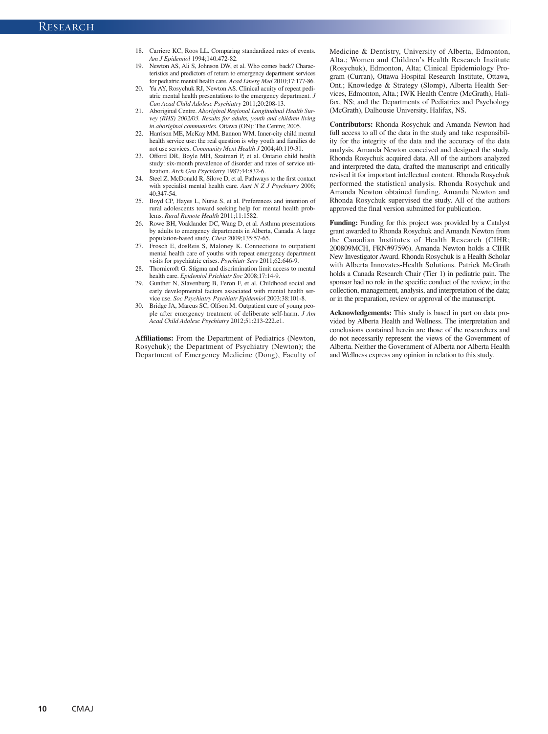18. Carriere KC, Roos LL. Comparing standardized rates of events. *Am J Epidemiol* 1994;140:472-82.
19. Newton AS, Ali S, Johnson DW, et al. Who comes back? Characteristics and predictors of return to emergency department services for pediatric mental health care. *Acad Emerg Med* 2010;17:177-86.
20. Yu AY, Rosychuk RJ, Newton AS. Clinical acuity of repeat pediatric mental health presentations to the emergency department. *J Can Acad Child Adolesc Psychiatry* 2011;20:208-13.
21. Aboriginal Centre. *Aboriginal Regional Longitudinal Health Survey (RHS) 2002/03. Results for adults, youth and children living in aboriginal communities*. Ottawa (ON): The Centre; 2005.
22. Harrison ME, McKay MM, Bannon WM. Inner-city child mental health service use: the real question is why youth and families do not use services. *Community Ment Health J* 2004;40:119-31.
23. Offord DR, Boyle MH, Szatmari P, et al. Ontario child health study: six-month prevalence of disorder and rates of service utilization. *Arch Gen Psychiatry* 1987;44:832-6.
24. Steel Z, McDonald R, Silove D, et al. Pathways to the first contact with specialist mental health care. *Aust N Z J Psychiatry* 2006; 40:347-54.
25. Boyd CP, Hayes L, Nurse S, et al. Preferences and intention of rural adolescents toward seeking help for mental health problems. *Rural Remote Health* 2011;11:1582.
26. Rowe BH, Voaklander DC, Wang D, et al. Asthma presentations by adults to emergency departments in Alberta, Canada. A large population-based study. *Chest* 2009;135:57-65.
27. Frosch E, dosReis S, Maloney K. Connections to outpatient mental health care of youths with repeat emergency department visits for psychiatric crises. *Psychiatr Serv* 2011;62:646-9.
28. Thornicroft G. Stigma and discrimination limit access to mental health care. *Epidemiol Psichiatr Soc* 2008;17:14-9.
29. Gunther N, Slavenburg B, Feron F, et al. Childhood social and early developmental factors associated with mental health service use. *Soc Psychiatry Psychiatr Epidemiol* 2003;38:101-8.
30. Bridge JA, Marcus SC, Olfson M. Outpatient care of young people after emergency treatment of deliberate self-harm. *J Am Acad Child Adolesc Psychiatry* 2012;51:213-222.e1.

**Affiliations:** From the Department of Pediatrics (Newton, Rosychuk); the Department of Psychiatry (Newton); the Department of Emergency Medicine (Dong), Faculty of Medicine & Dentistry, University of Alberta, Edmonton, Alta.; Women and Children's Health Research Institute (Rosychuk), Edmonton, Alta; Clinical Epidemiology Program (Curran), Ottawa Hospital Research Institute, Ottawa, Ont.; Knowledge & Strategy (Slomp), Alberta Health Services, Edmonton, Alta.; IWK Health Centre (McGrath), Halifax, NS; and the Departments of Pediatrics and Psychology (McGrath), Dalhousie University, Halifax, NS.

**Contributors:** Rhonda Rosychuk and Amanda Newton had full access to all of the data in the study and take responsibility for the integrity of the data and the accuracy of the data analysis. Amanda Newton conceived and designed the study. Rhonda Rosychuk acquired data. All of the authors analyzed and interpreted the data, drafted the manuscript and critically revised it for important intellectual content. Rhonda Rosychuk performed the statistical analysis. Rhonda Rosychuk and Amanda Newton obtained funding. Amanda Newton and Rhonda Rosychuk supervised the study. All of the authors approved the final version submitted for publication.

**Funding:** Funding for this project was provided by a Catalyst grant awarded to Rhonda Rosychuk and Amanda Newton from the Canadian Institutes of Health Research (CIHR; 200809MCH, FRN#97596). Amanda Newton holds a CIHR New Investigator Award. Rhonda Rosychuk is a Health Scholar with Alberta Innovates-Health Solutions. Patrick McGrath holds a Canada Research Chair (Tier 1) in pediatric pain. The sponsor had no role in the specific conduct of the review; in the collection, management, analysis, and interpretation of the data; or in the preparation, review or approval of the manuscript.

**Acknowledgements:** This study is based in part on data provided by Alberta Health and Wellness. The interpretation and conclusions contained herein are those of the researchers and do not necessarily represent the views of the Government of Alberta. Neither the Government of Alberta nor Alberta Health and Wellness express any opinion in relation to this study.